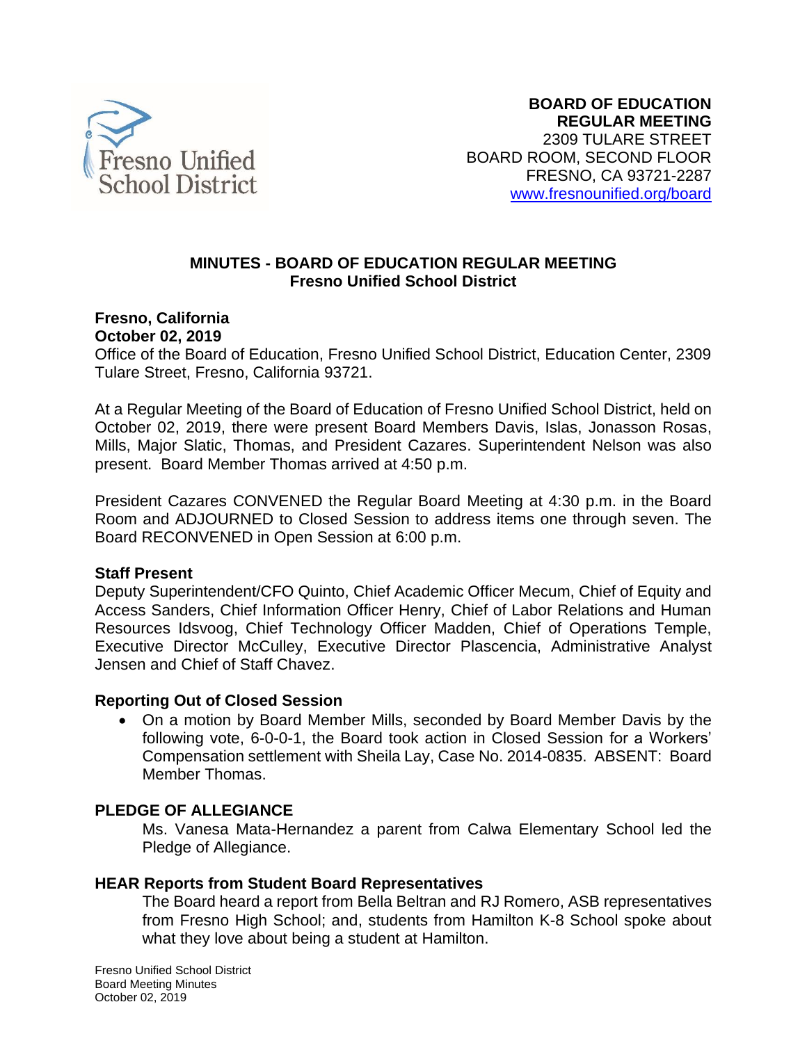**BOARD OF EDUCATION**
**REGULAR MEETING**
2309 TULARE STREET
BOARD ROOM, SECOND FLOOR
FRESNO, CA 93721-2287
www.fresnounified.org/board

# MINUTES - BOARD OF EDUCATION REGULAR MEETING
## Fresno Unified School District

**Fresno, California**
**October 02, 2019**
Office of the Board of Education, Fresno Unified School District, Education Center, 2309 Tulare Street, Fresno, California 93721.

At a Regular Meeting of the Board of Education of Fresno Unified School District, held on October 02, 2019, there were present Board Members Davis, Islas, Jonasson Rosas, Mills, Major Slatic, Thomas, and President Cazares. Superintendent Nelson was also present. Board Member Thomas arrived at 4:50 p.m.

President Cazares CONVENED the Regular Board Meeting at 4:30 p.m. in the Board Room and ADJOURNED to Closed Session to address items one through seven. The Board RECONVENED in Open Session at 6:00 p.m.

### Staff Present

Deputy Superintendent/CFO Quinto, Chief Academic Officer Mecum, Chief of Equity and Access Sanders, Chief Information Officer Henry, Chief of Labor Relations and Human Resources Idsvoog, Chief Technology Officer Madden, Chief of Operations Temple, Executive Director McCulley, Executive Director Plascencia, Administrative Analyst Jensen and Chief of Staff Chavez.

### Reporting Out of Closed Session

- On a motion by Board Member Mills, seconded by Board Member Davis by the following vote, 6-0-0-1, the Board took action in Closed Session for a Workers' Compensation settlement with Sheila Lay, Case No. 2014-0835. ABSENT: Board Member Thomas.

### PLEDGE OF ALLEGIANCE

Ms. Vanesa Mata-Hernandez a parent from Calwa Elementary School led the Pledge of Allegiance.

### HEAR Reports from Student Board Representatives

The Board heard a report from Bella Beltran and RJ Romero, ASB representatives from Fresno High School; and, students from Hamilton K-8 School spoke about what they love about being a student at Hamilton.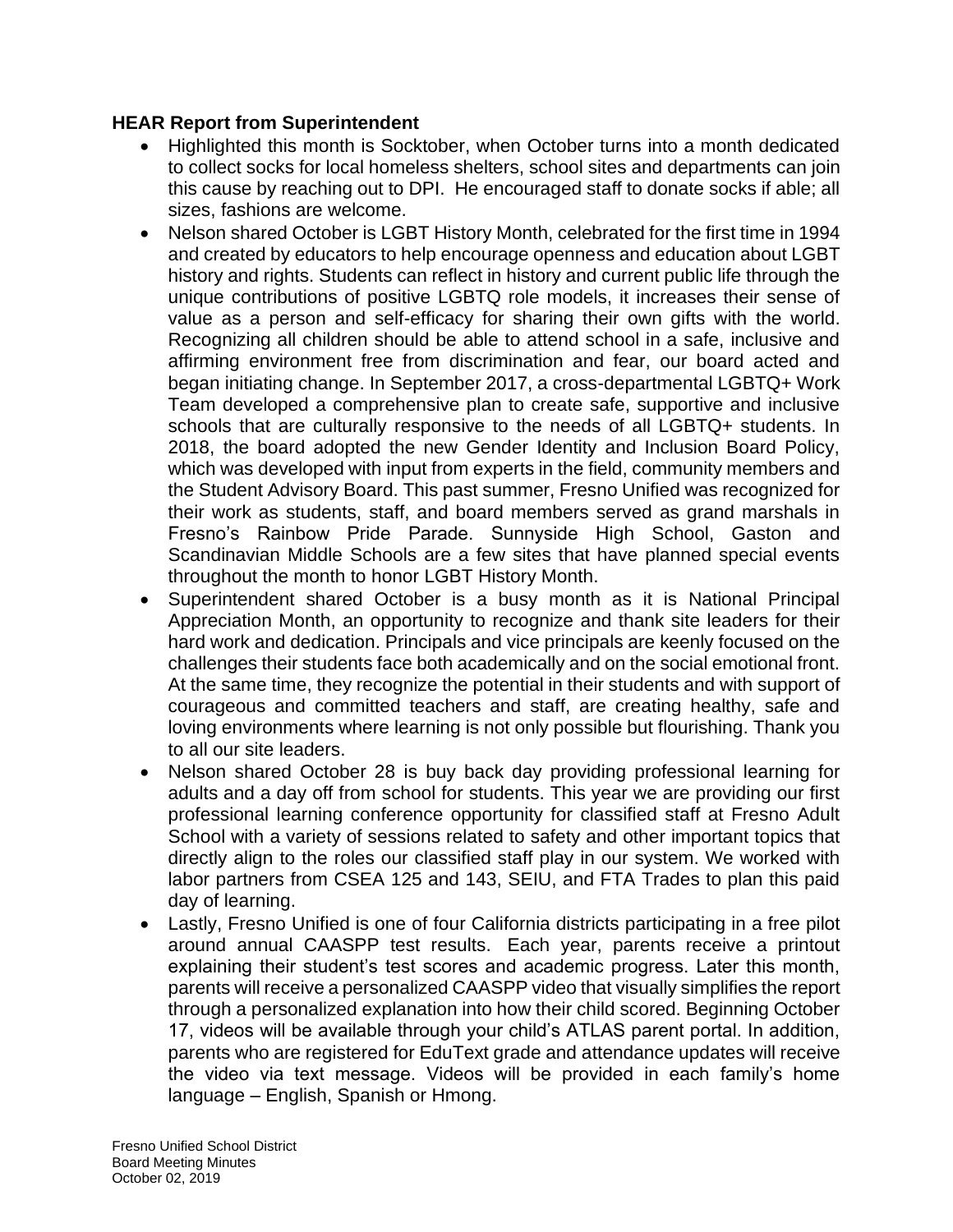**HEAR Report from Superintendent**

- Highlighted this month is Socktober, when October turns into a month dedicated to collect socks for local homeless shelters, school sites and departments can join this cause by reaching out to DPI. He encouraged staff to donate socks if able; all sizes, fashions are welcome.
- Nelson shared October is LGBT History Month, celebrated for the first time in 1994 and created by educators to help encourage openness and education about LGBT history and rights. Students can reflect in history and current public life through the unique contributions of positive LGBTQ role models, it increases their sense of value as a person and self-efficacy for sharing their own gifts with the world. Recognizing all children should be able to attend school in a safe, inclusive and affirming environment free from discrimination and fear, our board acted and began initiating change. In September 2017, a cross-departmental LGBTQ+ Work Team developed a comprehensive plan to create safe, supportive and inclusive schools that are culturally responsive to the needs of all LGBTQ+ students. In 2018, the board adopted the new Gender Identity and Inclusion Board Policy, which was developed with input from experts in the field, community members and the Student Advisory Board. This past summer, Fresno Unified was recognized for their work as students, staff, and board members served as grand marshals in Fresno's Rainbow Pride Parade. Sunnyside High School, Gaston and Scandinavian Middle Schools are a few sites that have planned special events throughout the month to honor LGBT History Month.
- Superintendent shared October is a busy month as it is National Principal Appreciation Month, an opportunity to recognize and thank site leaders for their hard work and dedication. Principals and vice principals are keenly focused on the challenges their students face both academically and on the social emotional front. At the same time, they recognize the potential in their students and with support of courageous and committed teachers and staff, are creating healthy, safe and loving environments where learning is not only possible but flourishing. Thank you to all our site leaders.
- Nelson shared October 28 is buy back day providing professional learning for adults and a day off from school for students. This year we are providing our first professional learning conference opportunity for classified staff at Fresno Adult School with a variety of sessions related to safety and other important topics that directly align to the roles our classified staff play in our system. We worked with labor partners from CSEA 125 and 143, SEIU, and FTA Trades to plan this paid day of learning.
- Lastly, Fresno Unified is one of four California districts participating in a free pilot around annual CAASPP test results. Each year, parents receive a printout explaining their student's test scores and academic progress. Later this month, parents will receive a personalized CAASPP video that visually simplifies the report through a personalized explanation into how their child scored. Beginning October 17, videos will be available through your child's ATLAS parent portal. In addition, parents who are registered for EduText grade and attendance updates will receive the video via text message. Videos will be provided in each family's home language – English, Spanish or Hmong.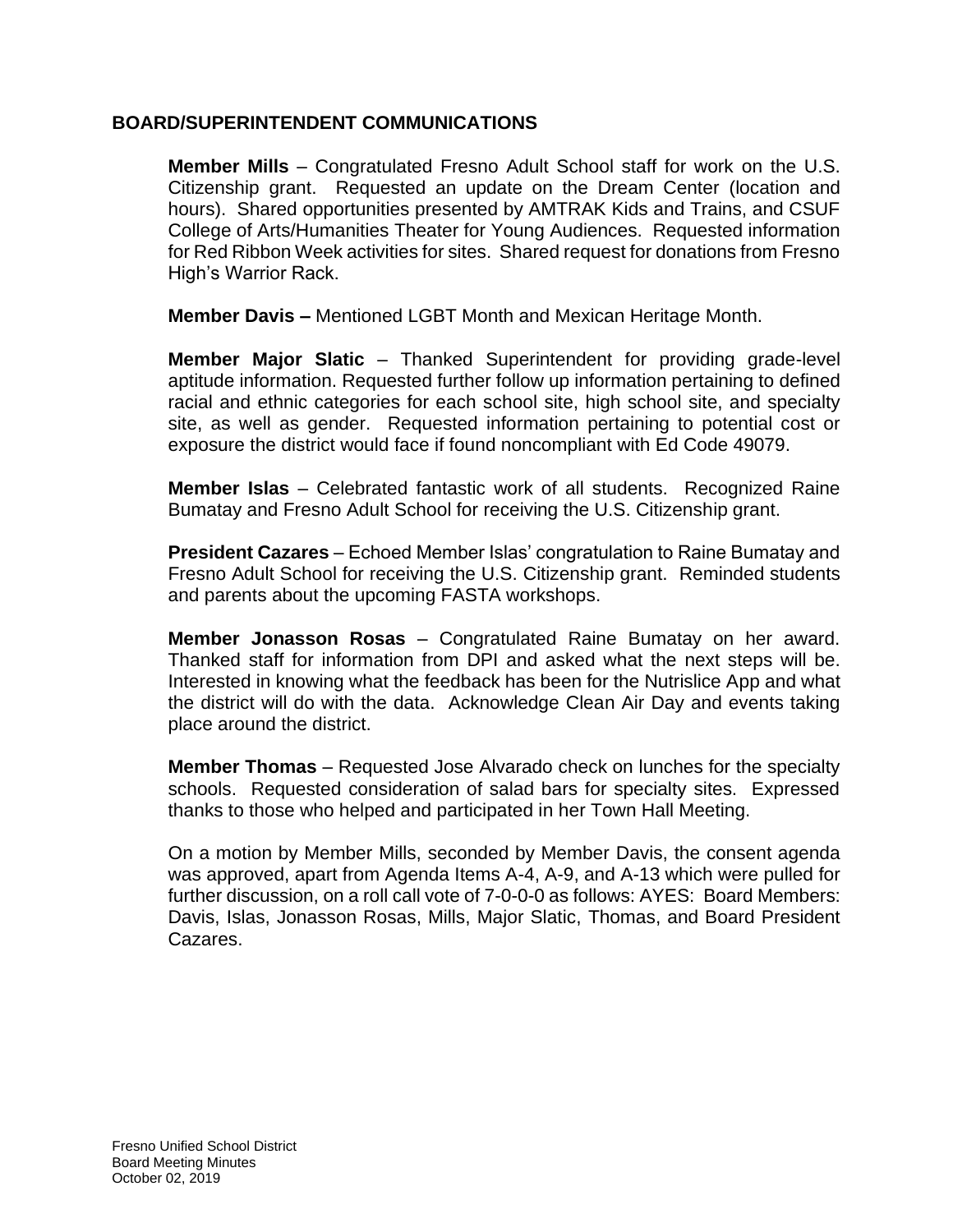## BOARD/SUPERINTENDENT COMMUNICATIONS

**Member Mills** – Congratulated Fresno Adult School staff for work on the U.S. Citizenship grant. Requested an update on the Dream Center (location and hours). Shared opportunities presented by AMTRAK Kids and Trains, and CSUF College of Arts/Humanities Theater for Young Audiences. Requested information for Red Ribbon Week activities for sites. Shared request for donations from Fresno High's Warrior Rack.

**Member Davis –** Mentioned LGBT Month and Mexican Heritage Month.

**Member Major Slatic** – Thanked Superintendent for providing grade-level aptitude information. Requested further follow up information pertaining to defined racial and ethnic categories for each school site, high school site, and specialty site, as well as gender. Requested information pertaining to potential cost or exposure the district would face if found noncompliant with Ed Code 49079.

**Member Islas** – Celebrated fantastic work of all students. Recognized Raine Bumatay and Fresno Adult School for receiving the U.S. Citizenship grant.

**President Cazares** – Echoed Member Islas' congratulation to Raine Bumatay and Fresno Adult School for receiving the U.S. Citizenship grant. Reminded students and parents about the upcoming FASTA workshops.

**Member Jonasson Rosas** – Congratulated Raine Bumatay on her award. Thanked staff for information from DPI and asked what the next steps will be. Interested in knowing what the feedback has been for the Nutrislice App and what the district will do with the data. Acknowledge Clean Air Day and events taking place around the district.

**Member Thomas** – Requested Jose Alvarado check on lunches for the specialty schools. Requested consideration of salad bars for specialty sites. Expressed thanks to those who helped and participated in her Town Hall Meeting.

On a motion by Member Mills, seconded by Member Davis, the consent agenda was approved, apart from Agenda Items A-4, A-9, and A-13 which were pulled for further discussion, on a roll call vote of 7-0-0-0 as follows: AYES: Board Members: Davis, Islas, Jonasson Rosas, Mills, Major Slatic, Thomas, and Board President Cazares.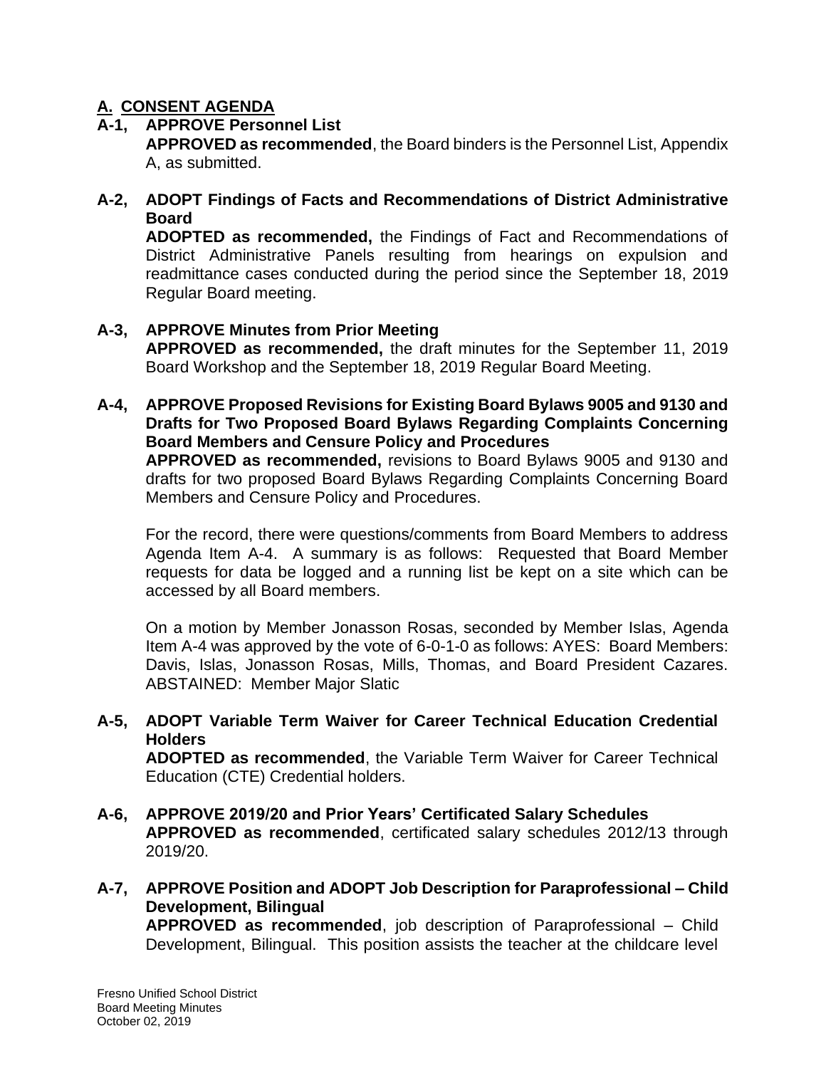## A. CONSENT AGENDA

**A-1, APPROVE Personnel List**

**APPROVED as recommended**, the Board binders is the Personnel List, Appendix A, as submitted.

**A-2, ADOPT Findings of Facts and Recommendations of District Administrative Board**

**ADOPTED as recommended,** the Findings of Fact and Recommendations of District Administrative Panels resulting from hearings on expulsion and readmittance cases conducted during the period since the September 18, 2019 Regular Board meeting.

**A-3, APPROVE Minutes from Prior Meeting**

**APPROVED as recommended,** the draft minutes for the September 11, 2019 Board Workshop and the September 18, 2019 Regular Board Meeting.

**A-4, APPROVE Proposed Revisions for Existing Board Bylaws 9005 and 9130 and Drafts for Two Proposed Board Bylaws Regarding Complaints Concerning Board Members and Censure Policy and Procedures**

**APPROVED as recommended,** revisions to Board Bylaws 9005 and 9130 and drafts for two proposed Board Bylaws Regarding Complaints Concerning Board Members and Censure Policy and Procedures.

For the record, there were questions/comments from Board Members to address Agenda Item A-4. A summary is as follows: Requested that Board Member requests for data be logged and a running list be kept on a site which can be accessed by all Board members.

On a motion by Member Jonasson Rosas, seconded by Member Islas, Agenda Item A-4 was approved by the vote of 6-0-1-0 as follows: AYES: Board Members: Davis, Islas, Jonasson Rosas, Mills, Thomas, and Board President Cazares. ABSTAINED: Member Major Slatic

**A-5, ADOPT Variable Term Waiver for Career Technical Education Credential Holders**

**ADOPTED as recommended**, the Variable Term Waiver for Career Technical Education (CTE) Credential holders.

**A-6, APPROVE 2019/20 and Prior Years' Certificated Salary Schedules**

**APPROVED as recommended**, certificated salary schedules 2012/13 through 2019/20.

**A-7, APPROVE Position and ADOPT Job Description for Paraprofessional – Child Development, Bilingual**

**APPROVED as recommended**, job description of Paraprofessional – Child Development, Bilingual. This position assists the teacher at the childcare level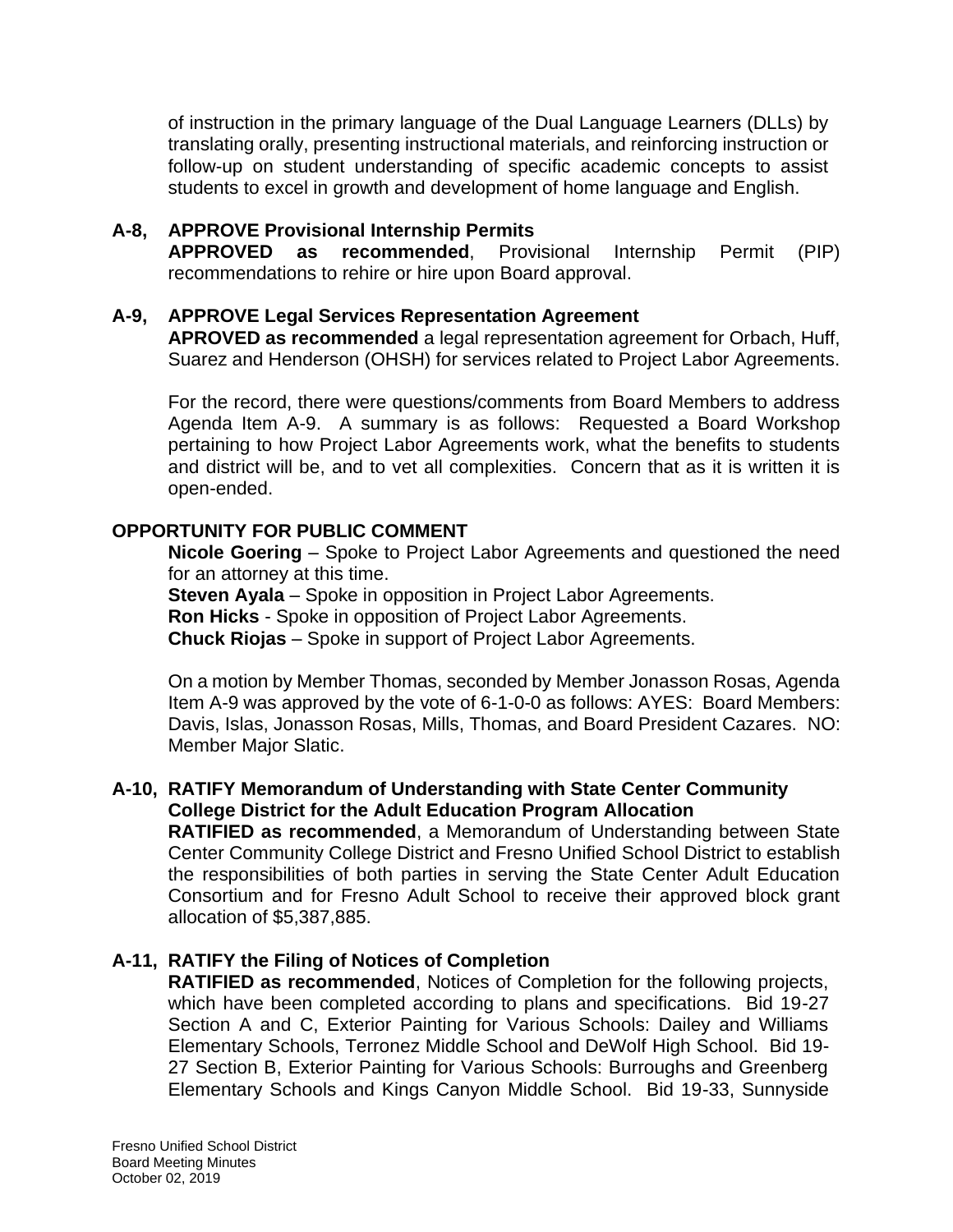of instruction in the primary language of the Dual Language Learners (DLLs) by translating orally, presenting instructional materials, and reinforcing instruction or follow-up on student understanding of specific academic concepts to assist students to excel in growth and development of home language and English.

**A-8, APPROVE Provisional Internship Permits**
**APPROVED as recommended**, Provisional Internship Permit (PIP) recommendations to rehire or hire upon Board approval.

**A-9, APPROVE Legal Services Representation Agreement**
**APROVED as recommended** a legal representation agreement for Orbach, Huff, Suarez and Henderson (OHSH) for services related to Project Labor Agreements.

For the record, there were questions/comments from Board Members to address Agenda Item A-9. A summary is as follows: Requested a Board Workshop pertaining to how Project Labor Agreements work, what the benefits to students and district will be, and to vet all complexities. Concern that as it is written it is open-ended.

**OPPORTUNITY FOR PUBLIC COMMENT**

**Nicole Goering** – Spoke to Project Labor Agreements and questioned the need for an attorney at this time.
**Steven Ayala** – Spoke in opposition in Project Labor Agreements.
**Ron Hicks** - Spoke in opposition of Project Labor Agreements.
**Chuck Riojas** – Spoke in support of Project Labor Agreements.

On a motion by Member Thomas, seconded by Member Jonasson Rosas, Agenda Item A-9 was approved by the vote of 6-1-0-0 as follows: AYES: Board Members: Davis, Islas, Jonasson Rosas, Mills, Thomas, and Board President Cazares. NO: Member Major Slatic.

**A-10, RATIFY Memorandum of Understanding with State Center Community College District for the Adult Education Program Allocation**
**RATIFIED as recommended**, a Memorandum of Understanding between State Center Community College District and Fresno Unified School District to establish the responsibilities of both parties in serving the State Center Adult Education Consortium and for Fresno Adult School to receive their approved block grant allocation of $5,387,885.

**A-11, RATIFY the Filing of Notices of Completion**
**RATIFIED as recommended**, Notices of Completion for the following projects, which have been completed according to plans and specifications. Bid 19-27 Section A and C, Exterior Painting for Various Schools: Dailey and Williams Elementary Schools, Terronez Middle School and DeWolf High School. Bid 19-27 Section B, Exterior Painting for Various Schools: Burroughs and Greenberg Elementary Schools and Kings Canyon Middle School. Bid 19-33, Sunnyside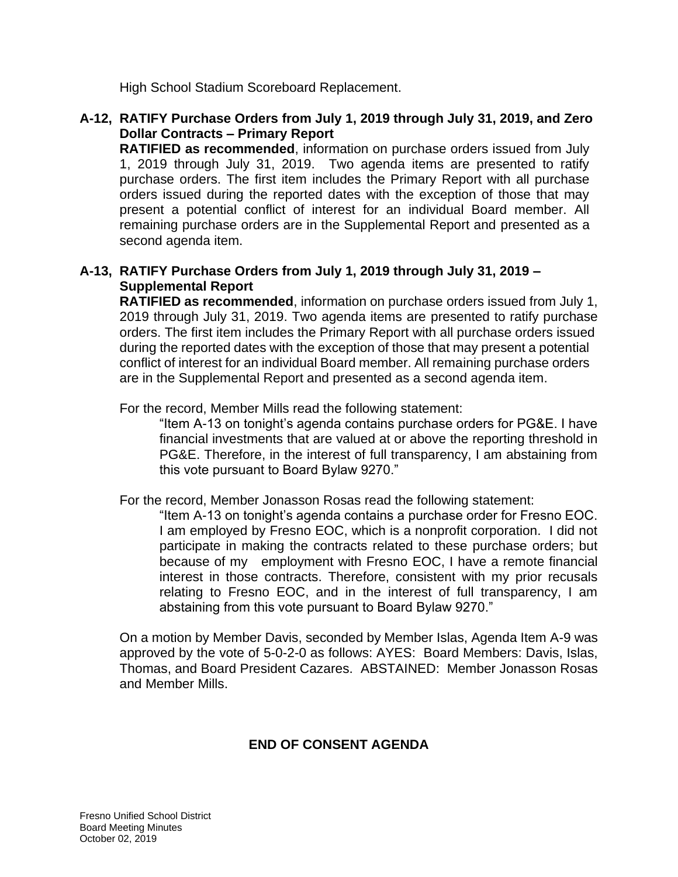High School Stadium Scoreboard Replacement.

**A-12, RATIFY Purchase Orders from July 1, 2019 through July 31, 2019, and Zero Dollar Contracts – Primary Report**

**RATIFIED as recommended**, information on purchase orders issued from July 1, 2019 through July 31, 2019. Two agenda items are presented to ratify purchase orders. The first item includes the Primary Report with all purchase orders issued during the reported dates with the exception of those that may present a potential conflict of interest for an individual Board member. All remaining purchase orders are in the Supplemental Report and presented as a second agenda item.

**A-13, RATIFY Purchase Orders from July 1, 2019 through July 31, 2019 – Supplemental Report**

**RATIFIED as recommended**, information on purchase orders issued from July 1, 2019 through July 31, 2019. Two agenda items are presented to ratify purchase orders. The first item includes the Primary Report with all purchase orders issued during the reported dates with the exception of those that may present a potential conflict of interest for an individual Board member. All remaining purchase orders are in the Supplemental Report and presented as a second agenda item.

For the record, Member Mills read the following statement:

> "Item A-13 on tonight's agenda contains purchase orders for PG&E. I have financial investments that are valued at or above the reporting threshold in PG&E. Therefore, in the interest of full transparency, I am abstaining from this vote pursuant to Board Bylaw 9270."

For the record, Member Jonasson Rosas read the following statement:

> "Item A-13 on tonight's agenda contains a purchase order for Fresno EOC. I am employed by Fresno EOC, which is a nonprofit corporation. I did not participate in making the contracts related to these purchase orders; but because of my employment with Fresno EOC, I have a remote financial interest in those contracts. Therefore, consistent with my prior recusals relating to Fresno EOC, and in the interest of full transparency, I am abstaining from this vote pursuant to Board Bylaw 9270."

On a motion by Member Davis, seconded by Member Islas, Agenda Item A-9 was approved by the vote of 5-0-2-0 as follows: AYES: Board Members: Davis, Islas, Thomas, and Board President Cazares. ABSTAINED: Member Jonasson Rosas and Member Mills.

**END OF CONSENT AGENDA**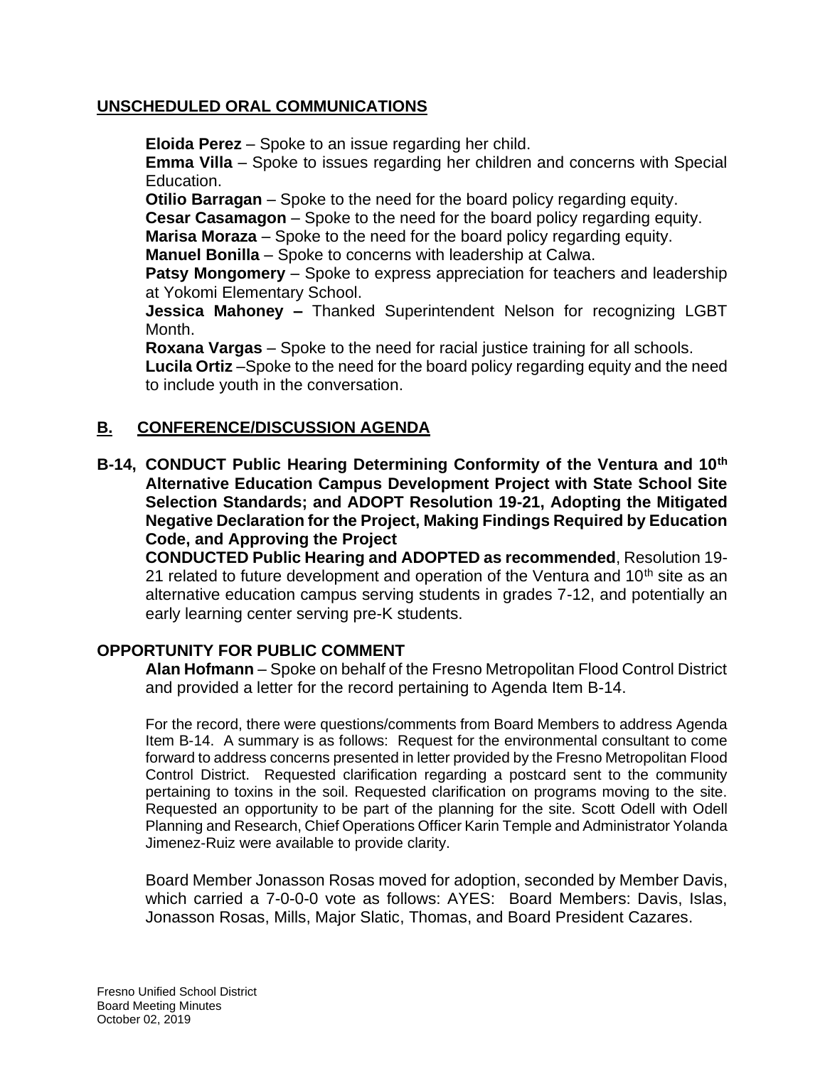## UNSCHEDULED ORAL COMMUNICATIONS

**Eloida Perez** – Spoke to an issue regarding her child.
**Emma Villa** – Spoke to issues regarding her children and concerns with Special Education.
**Otilio Barragan** – Spoke to the need for the board policy regarding equity.
**Cesar Casamagon** – Spoke to the need for the board policy regarding equity.
**Marisa Moraza** – Spoke to the need for the board policy regarding equity.
**Manuel Bonilla** – Spoke to concerns with leadership at Calwa.
**Patsy Mongomery** – Spoke to express appreciation for teachers and leadership at Yokomi Elementary School.
**Jessica Mahoney –** Thanked Superintendent Nelson for recognizing LGBT Month.
**Roxana Vargas** – Spoke to the need for racial justice training for all schools.
**Lucila Ortiz** –Spoke to the need for the board policy regarding equity and the need to include youth in the conversation.

## B. CONFERENCE/DISCUSSION AGENDA

**B-14, CONDUCT Public Hearing Determining Conformity of the Ventura and 10th Alternative Education Campus Development Project with State School Site Selection Standards; and ADOPT Resolution 19-21, Adopting the Mitigated Negative Declaration for the Project, Making Findings Required by Education Code, and Approving the Project**

**CONDUCTED Public Hearing and ADOPTED as recommended**, Resolution 19-21 related to future development and operation of the Ventura and 10th site as an alternative education campus serving students in grades 7-12, and potentially an early learning center serving pre-K students.

### OPPORTUNITY FOR PUBLIC COMMENT

**Alan Hofmann** – Spoke on behalf of the Fresno Metropolitan Flood Control District and provided a letter for the record pertaining to Agenda Item B-14.

For the record, there were questions/comments from Board Members to address Agenda Item B-14. A summary is as follows: Request for the environmental consultant to come forward to address concerns presented in letter provided by the Fresno Metropolitan Flood Control District. Requested clarification regarding a postcard sent to the community pertaining to toxins in the soil. Requested clarification on programs moving to the site. Requested an opportunity to be part of the planning for the site. Scott Odell with Odell Planning and Research, Chief Operations Officer Karin Temple and Administrator Yolanda Jimenez-Ruiz were available to provide clarity.

Board Member Jonasson Rosas moved for adoption, seconded by Member Davis, which carried a 7-0-0-0 vote as follows: AYES: Board Members: Davis, Islas, Jonasson Rosas, Mills, Major Slatic, Thomas, and Board President Cazares.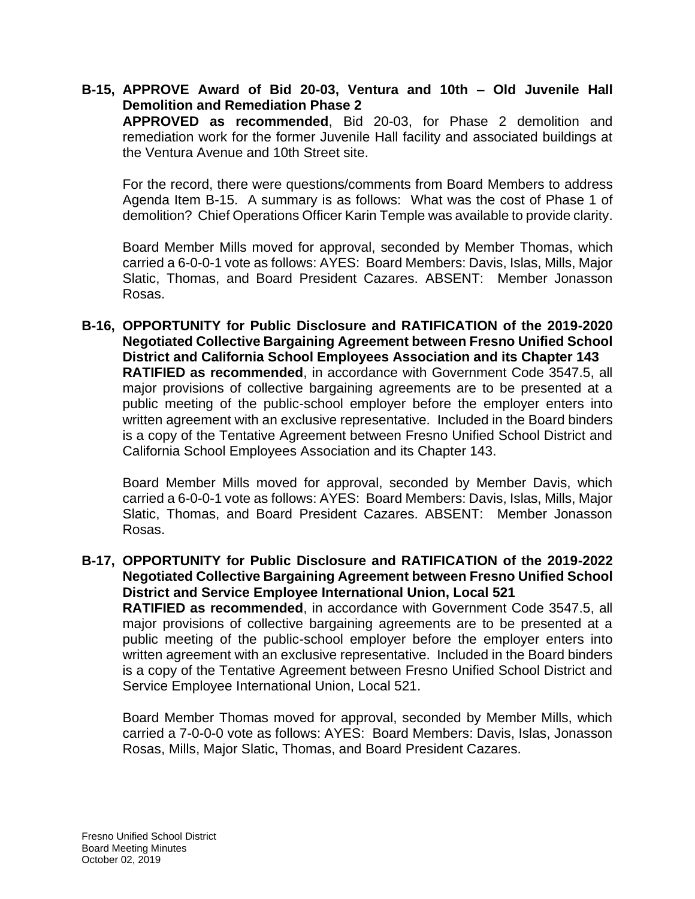**B-15, APPROVE Award of Bid 20-03, Ventura and 10th – Old Juvenile Hall Demolition and Remediation Phase 2**

**APPROVED as recommended**, Bid 20-03, for Phase 2 demolition and remediation work for the former Juvenile Hall facility and associated buildings at the Ventura Avenue and 10th Street site.

For the record, there were questions/comments from Board Members to address Agenda Item B-15. A summary is as follows: What was the cost of Phase 1 of demolition? Chief Operations Officer Karin Temple was available to provide clarity.

Board Member Mills moved for approval, seconded by Member Thomas, which carried a 6-0-0-1 vote as follows: AYES: Board Members: Davis, Islas, Mills, Major Slatic, Thomas, and Board President Cazares. ABSENT: Member Jonasson Rosas.

**B-16, OPPORTUNITY for Public Disclosure and RATIFICATION of the 2019-2020 Negotiated Collective Bargaining Agreement between Fresno Unified School District and California School Employees Association and its Chapter 143**

**RATIFIED as recommended**, in accordance with Government Code 3547.5, all major provisions of collective bargaining agreements are to be presented at a public meeting of the public-school employer before the employer enters into written agreement with an exclusive representative. Included in the Board binders is a copy of the Tentative Agreement between Fresno Unified School District and California School Employees Association and its Chapter 143.

Board Member Mills moved for approval, seconded by Member Davis, which carried a 6-0-0-1 vote as follows: AYES: Board Members: Davis, Islas, Mills, Major Slatic, Thomas, and Board President Cazares. ABSENT: Member Jonasson Rosas.

**B-17, OPPORTUNITY for Public Disclosure and RATIFICATION of the 2019-2022 Negotiated Collective Bargaining Agreement between Fresno Unified School District and Service Employee International Union, Local 521**

**RATIFIED as recommended**, in accordance with Government Code 3547.5, all major provisions of collective bargaining agreements are to be presented at a public meeting of the public-school employer before the employer enters into written agreement with an exclusive representative. Included in the Board binders is a copy of the Tentative Agreement between Fresno Unified School District and Service Employee International Union, Local 521.

Board Member Thomas moved for approval, seconded by Member Mills, which carried a 7-0-0-0 vote as follows: AYES: Board Members: Davis, Islas, Jonasson Rosas, Mills, Major Slatic, Thomas, and Board President Cazares.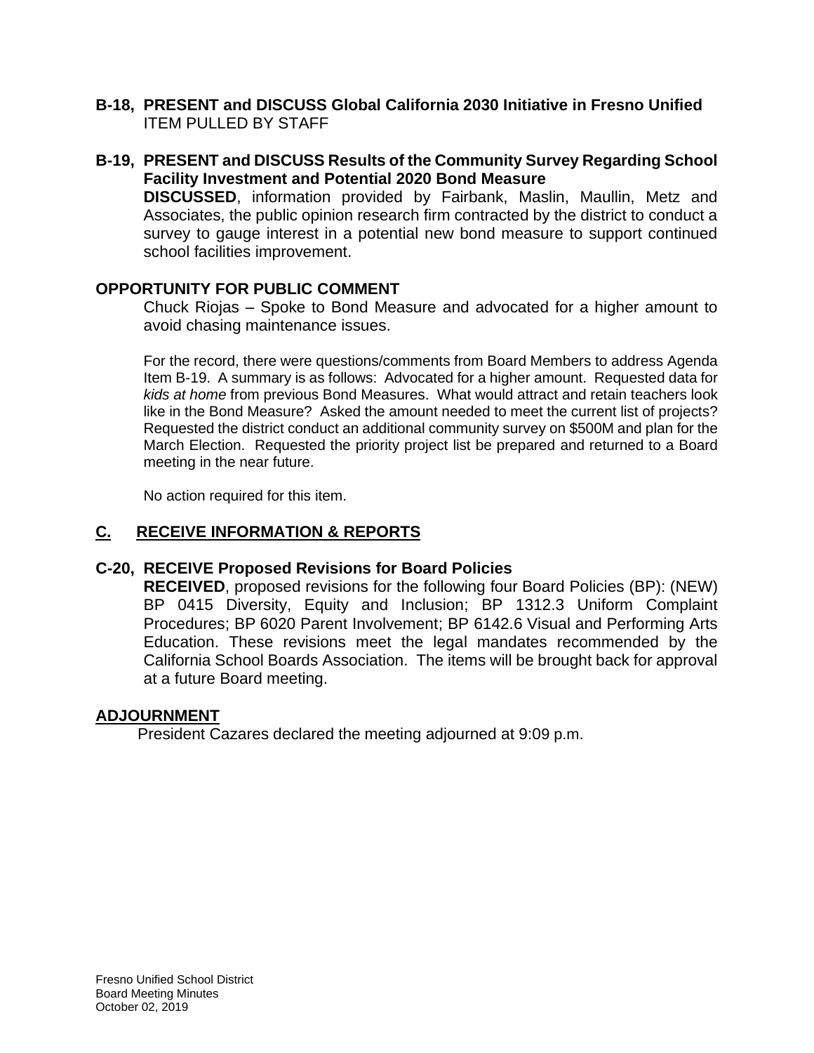**B-18, PRESENT and DISCUSS Global California 2030 Initiative in Fresno Unified**
ITEM PULLED BY STAFF

**B-19, PRESENT and DISCUSS Results of the Community Survey Regarding School Facility Investment and Potential 2020 Bond Measure**
**DISCUSSED**, information provided by Fairbank, Maslin, Maullin, Metz and Associates, the public opinion research firm contracted by the district to conduct a survey to gauge interest in a potential new bond measure to support continued school facilities improvement.

## OPPORTUNITY FOR PUBLIC COMMENT

Chuck Riojas – Spoke to Bond Measure and advocated for a higher amount to avoid chasing maintenance issues.

For the record, there were questions/comments from Board Members to address Agenda Item B-19. A summary is as follows: Advocated for a higher amount. Requested data for *kids at home* from previous Bond Measures. What would attract and retain teachers look like in the Bond Measure? Asked the amount needed to meet the current list of projects? Requested the district conduct an additional community survey on $500M and plan for the March Election. Requested the priority project list be prepared and returned to a Board meeting in the near future.

No action required for this item.

## C. RECEIVE INFORMATION & REPORTS

**C-20, RECEIVE Proposed Revisions for Board Policies**
**RECEIVED**, proposed revisions for the following four Board Policies (BP): (NEW) BP 0415 Diversity, Equity and Inclusion; BP 1312.3 Uniform Complaint Procedures; BP 6020 Parent Involvement; BP 6142.6 Visual and Performing Arts Education. These revisions meet the legal mandates recommended by the California School Boards Association. The items will be brought back for approval at a future Board meeting.

## ADJOURNMENT

President Cazares declared the meeting adjourned at 9:09 p.m.